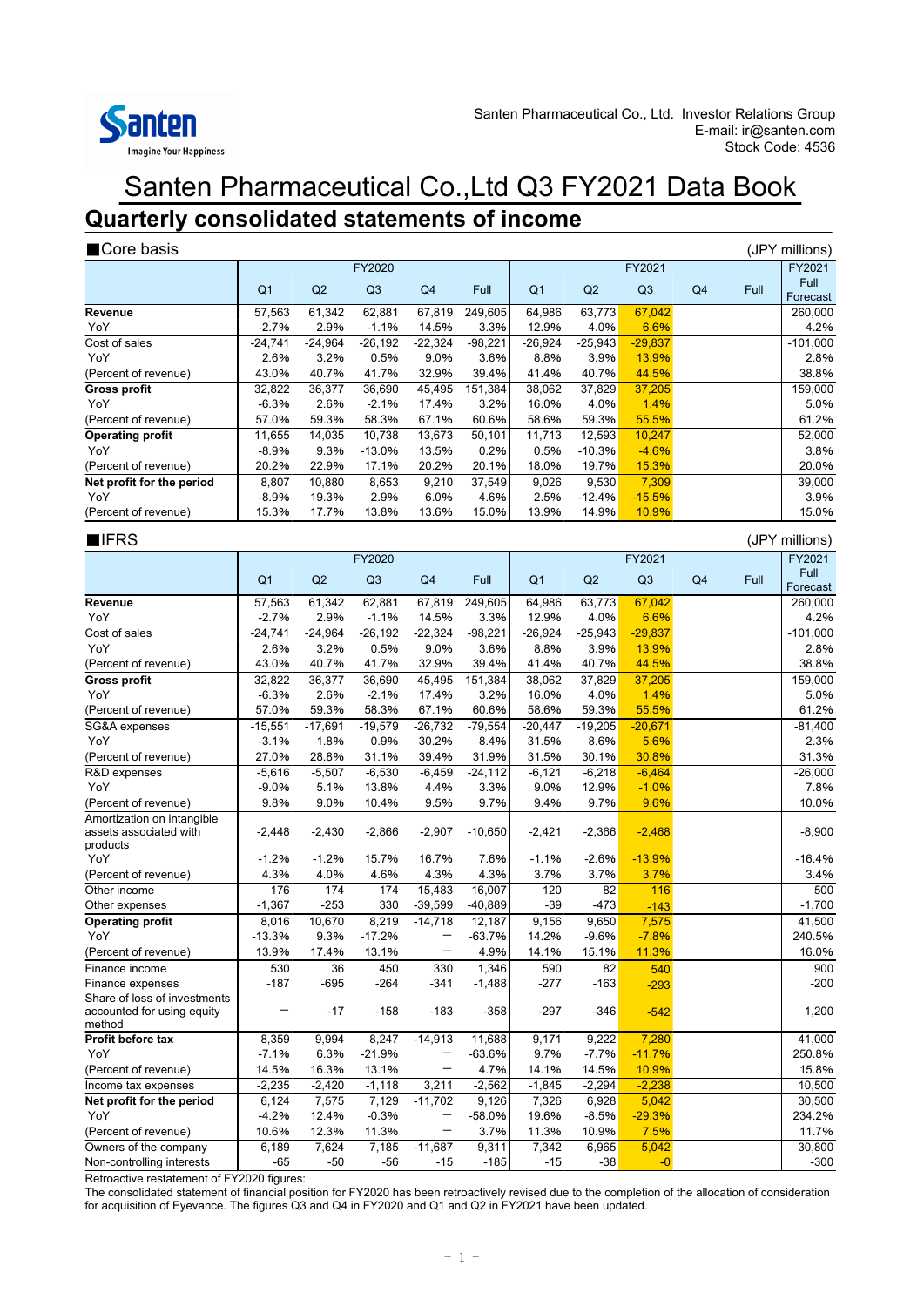Santen Pharmaceutical Co., Ltd. Investor Relations Group
E-mail: ir@santen.com
Stock Code: 4536

# Santen Pharmaceutical Co.,Ltd Q3 FY2021 Data Book

## Quarterly consolidated statements of income

### ■Core basis

(JPY millions)

| | FY2020 | | | | | FY2021 | | | | | FY2021 |
|---|---|---|---|---|---|---|---|---|---|---|---|
| | Q1 | Q2 | Q3 | Q4 | Full | Q1 | Q2 | Q3 | Q4 | Full | Full Forecast |
| **Revenue** | 57,563 | 61,342 | 62,881 | 67,819 | 249,605 | 64,986 | 63,773 | 67,042 | | | 260,000 |
| YoY | -2.7% | 2.9% | -1.1% | 14.5% | 3.3% | 12.9% | 4.0% | 6.6% | | | 4.2% |
| Cost of sales | -24,741 | -24,964 | -26,192 | -22,324 | -98,221 | -26,924 | -25,943 | -29,837 | | | -101,000 |
| YoY | 2.6% | 3.2% | 0.5% | 9.0% | 3.6% | 8.8% | 3.9% | 13.9% | | | 2.8% |
| (Percent of revenue) | 43.0% | 40.7% | 41.7% | 32.9% | 39.4% | 41.4% | 40.7% | 44.5% | | | 38.8% |
| **Gross profit** | 32,822 | 36,377 | 36,690 | 45,495 | 151,384 | 38,062 | 37,829 | 37,205 | | | 159,000 |
| YoY | -6.3% | 2.6% | -2.1% | 17.4% | 3.2% | 16.0% | 4.0% | 1.4% | | | 5.0% |
| (Percent of revenue) | 57.0% | 59.3% | 58.3% | 67.1% | 60.6% | 58.6% | 59.3% | 55.5% | | | 61.2% |
| **Operating profit** | 11,655 | 14,035 | 10,738 | 13,673 | 50,101 | 11,713 | 12,593 | 10,247 | | | 52,000 |
| YoY | -8.9% | 9.3% | -13.0% | 13.5% | 0.2% | 0.5% | -10.3% | -4.6% | | | 3.8% |
| (Percent of revenue) | 20.2% | 22.9% | 17.1% | 20.2% | 20.1% | 18.0% | 19.7% | 15.3% | | | 20.0% |
| **Net profit for the period** | 8,807 | 10,880 | 8,653 | 9,210 | 37,549 | 9,026 | 9,530 | 7,309 | | | 39,000 |
| YoY | -8.9% | 19.3% | 2.9% | 6.0% | 4.6% | 2.5% | -12.4% | -15.5% | | | 3.9% |
| (Percent of revenue) | 15.3% | 17.7% | 13.8% | 13.6% | 15.0% | 13.9% | 14.9% | 10.9% | | | 15.0% |

### ■IFRS

(JPY millions)

| | FY2020 | | | | | FY2021 | | | | | FY2021 |
|---|---|---|---|---|---|---|---|---|---|---|---|
| | Q1 | Q2 | Q3 | Q4 | Full | Q1 | Q2 | Q3 | Q4 | Full | Full Forecast |
| **Revenue** | 57,563 | 61,342 | 62,881 | 67,819 | 249,605 | 64,986 | 63,773 | 67,042 | | | 260,000 |
| YoY | -2.7% | 2.9% | -1.1% | 14.5% | 3.3% | 12.9% | 4.0% | 6.6% | | | 4.2% |
| Cost of sales | -24,741 | -24,964 | -26,192 | -22,324 | -98,221 | -26,924 | -25,943 | -29,837 | | | -101,000 |
| YoY | 2.6% | 3.2% | 0.5% | 9.0% | 3.6% | 8.8% | 3.9% | 13.9% | | | 2.8% |
| (Percent of revenue) | 43.0% | 40.7% | 41.7% | 32.9% | 39.4% | 41.4% | 40.7% | 44.5% | | | 38.8% |
| **Gross profit** | 32,822 | 36,377 | 36,690 | 45,495 | 151,384 | 38,062 | 37,829 | 37,205 | | | 159,000 |
| YoY | -6.3% | 2.6% | -2.1% | 17.4% | 3.2% | 16.0% | 4.0% | 1.4% | | | 5.0% |
| (Percent of revenue) | 57.0% | 59.3% | 58.3% | 67.1% | 60.6% | 58.6% | 59.3% | 55.5% | | | 61.2% |
| SG&A expenses | -15,551 | -17,691 | -19,579 | -26,732 | -79,554 | -20,447 | -19,205 | -20,671 | | | -81,400 |
| YoY | -3.1% | 1.8% | 0.9% | 30.2% | 8.4% | 31.5% | 8.6% | 5.6% | | | 2.3% |
| (Percent of revenue) | 27.0% | 28.8% | 31.1% | 39.4% | 31.9% | 31.5% | 30.1% | 30.8% | | | 31.3% |
| R&D expenses | -5,616 | -5,507 | -6,530 | -6,459 | -24,112 | -6,121 | -6,218 | -6,464 | | | -26,000 |
| YoY | -9.0% | 5.1% | 13.8% | 4.4% | 3.3% | 9.0% | 12.9% | -1.0% | | | 7.8% |
| (Percent of revenue) | 9.8% | 9.0% | 10.4% | 9.5% | 9.7% | 9.4% | 9.7% | 9.6% | | | 10.0% |
| Amortization on intangible assets associated with products | -2,448 | -2,430 | -2,866 | -2,907 | -10,650 | -2,421 | -2,366 | -2,468 | | | -8,900 |
| YoY | -1.2% | -1.2% | 15.7% | 16.7% | 7.6% | -1.1% | -2.6% | -13.9% | | | -16.4% |
| (Percent of revenue) | 4.3% | 4.0% | 4.6% | 4.3% | 4.3% | 3.7% | 3.7% | 3.7% | | | 3.4% |
| Other income | 176 | 174 | 174 | 15,483 | 16,007 | 120 | 82 | 116 | | | 500 |
| Other expenses | -1,367 | -253 | 330 | -39,599 | -40,889 | -39 | -473 | -143 | | | -1,700 |
| **Operating profit** | 8,016 | 10,670 | 8,219 | -14,718 | 12,187 | 9,156 | 9,650 | 7,575 | | | 41,500 |
| YoY | -13.3% | 9.3% | -17.2% | ー | -63.7% | 14.2% | -9.6% | -7.8% | | | 240.5% |
| (Percent of revenue) | 13.9% | 17.4% | 13.1% | ー | 4.9% | 14.1% | 15.1% | 11.3% | | | 16.0% |
| Finance income | 530 | 36 | 450 | 330 | 1,346 | 590 | 82 | 540 | | | 900 |
| Finance expenses | -187 | -695 | -264 | -341 | -1,488 | -277 | -163 | -293 | | | -200 |
| Share of loss of investments accounted for using equity method | ー | -17 | -158 | -183 | -358 | -297 | -346 | -542 | | | 1,200 |
| **Profit before tax** | 8,359 | 9,994 | 8,247 | -14,913 | 11,688 | 9,171 | 9,222 | 7,280 | | | 41,000 |
| YoY | -7.1% | 6.3% | -21.9% | ー | -63.6% | 9.7% | -7.7% | -11.7% | | | 250.8% |
| (Percent of revenue) | 14.5% | 16.3% | 13.1% | ー | 4.7% | 14.1% | 14.5% | 10.9% | | | 15.8% |
| Income tax expenses | -2,235 | -2,420 | -1,118 | 3,211 | -2,562 | -1,845 | -2,294 | -2,238 | | | 10,500 |
| **Net profit for the period** | 6,124 | 7,575 | 7,129 | -11,702 | 9,126 | 7,326 | 6,928 | 5,042 | | | 30,500 |
| YoY | -4.2% | 12.4% | -0.3% | ー | -58.0% | 19.6% | -8.5% | -29.3% | | | 234.2% |
| (Percent of revenue) | 10.6% | 12.3% | 11.3% | ー | 3.7% | 11.3% | 10.9% | 7.5% | | | 11.7% |
| Owners of the company | 6,189 | 7,624 | 7,185 | -11,687 | 9,311 | 7,342 | 6,965 | 5,042 | | | 30,800 |
| Non-controlling interests | -65 | -50 | -56 | -15 | -185 | -15 | -38 | -0 | | | -300 |

Retroactive restatement of FY2020 figures:
The consolidated statement of financial position for FY2020 has been retroactively revised due to the completion of the allocation of consideration for acquisition of Eyevance. The figures Q3 and Q4 in FY2020 and Q1 and Q2 in FY2021 have been updated.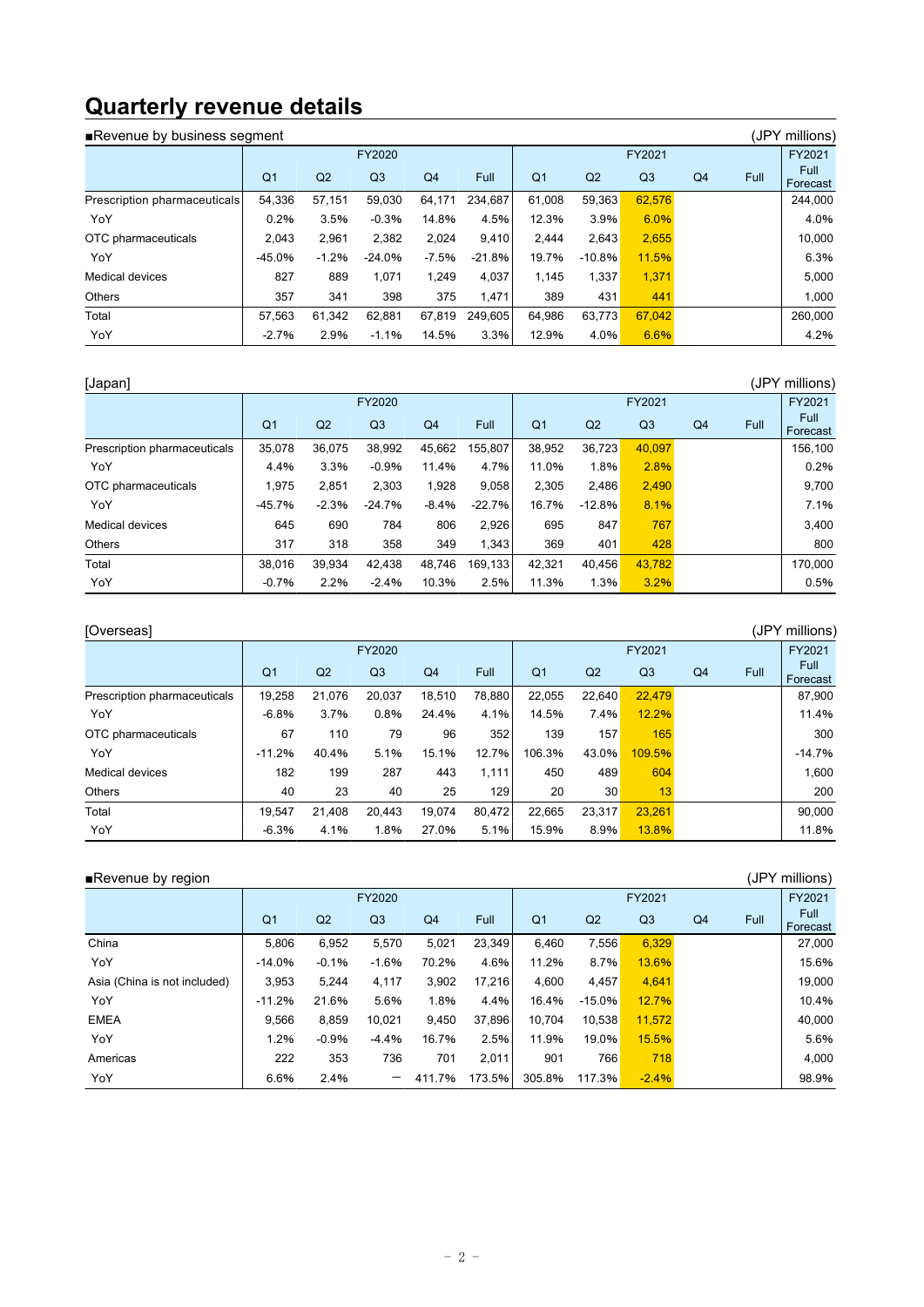# Quarterly revenue details

■Revenue by business segment (JPY millions)

| | FY2020 | | | | | FY2021 | | | | | FY2021 |
|---|---|---|---|---|---|---|---|---|---|---|---|
| | Q1 | Q2 | Q3 | Q4 | Full | Q1 | Q2 | Q3 | Q4 | Full | Full Forecast |
| Prescription pharmaceuticals | 54,336 | 57,151 | 59,030 | 64,171 | 234,687 | 61,008 | 59,363 | 62,576 | | | 244,000 |
| YoY | 0.2% | 3.5% | -0.3% | 14.8% | 4.5% | 12.3% | 3.9% | 6.0% | | | 4.0% |
| OTC pharmaceuticals | 2,043 | 2,961 | 2,382 | 2,024 | 9,410 | 2,444 | 2,643 | 2,655 | | | 10,000 |
| YoY | -45.0% | -1.2% | -24.0% | -7.5% | -21.8% | 19.7% | -10.8% | 11.5% | | | 6.3% |
| Medical devices | 827 | 889 | 1,071 | 1,249 | 4,037 | 1,145 | 1,337 | 1,371 | | | 5,000 |
| Others | 357 | 341 | 398 | 375 | 1,471 | 389 | 431 | 441 | | | 1,000 |
| Total | 57,563 | 61,342 | 62,881 | 67,819 | 249,605 | 64,986 | 63,773 | 67,042 | | | 260,000 |
| YoY | -2.7% | 2.9% | -1.1% | 14.5% | 3.3% | 12.9% | 4.0% | 6.6% | | | 4.2% |

[Japan] (JPY millions)

| | FY2020 | | | | | FY2021 | | | | | FY2021 |
|---|---|---|---|---|---|---|---|---|---|---|---|
| | Q1 | Q2 | Q3 | Q4 | Full | Q1 | Q2 | Q3 | Q4 | Full | Full Forecast |
| Prescription pharmaceuticals | 35,078 | 36,075 | 38,992 | 45,662 | 155,807 | 38,952 | 36,723 | 40,097 | | | 156,100 |
| YoY | 4.4% | 3.3% | -0.9% | 11.4% | 4.7% | 11.0% | 1.8% | 2.8% | | | 0.2% |
| OTC pharmaceuticals | 1,975 | 2,851 | 2,303 | 1,928 | 9,058 | 2,305 | 2,486 | 2,490 | | | 9,700 |
| YoY | -45.7% | -2.3% | -24.7% | -8.4% | -22.7% | 16.7% | -12.8% | 8.1% | | | 7.1% |
| Medical devices | 645 | 690 | 784 | 806 | 2,926 | 695 | 847 | 767 | | | 3,400 |
| Others | 317 | 318 | 358 | 349 | 1,343 | 369 | 401 | 428 | | | 800 |
| Total | 38,016 | 39,934 | 42,438 | 48,746 | 169,133 | 42,321 | 40,456 | 43,782 | | | 170,000 |
| YoY | -0.7% | 2.2% | -2.4% | 10.3% | 2.5% | 11.3% | 1.3% | 3.2% | | | 0.5% |

[Overseas] (JPY millions)

| | FY2020 | | | | | FY2021 | | | | | FY2021 |
|---|---|---|---|---|---|---|---|---|---|---|---|
| | Q1 | Q2 | Q3 | Q4 | Full | Q1 | Q2 | Q3 | Q4 | Full | Full Forecast |
| Prescription pharmaceuticals | 19,258 | 21,076 | 20,037 | 18,510 | 78,880 | 22,055 | 22,640 | 22,479 | | | 87,900 |
| YoY | -6.8% | 3.7% | 0.8% | 24.4% | 4.1% | 14.5% | 7.4% | 12.2% | | | 11.4% |
| OTC pharmaceuticals | 67 | 110 | 79 | 96 | 352 | 139 | 157 | 165 | | | 300 |
| YoY | -11.2% | 40.4% | 5.1% | 15.1% | 12.7% | 106.3% | 43.0% | 109.5% | | | -14.7% |
| Medical devices | 182 | 199 | 287 | 443 | 1,111 | 450 | 489 | 604 | | | 1,600 |
| Others | 40 | 23 | 40 | 25 | 129 | 20 | 30 | 13 | | | 200 |
| Total | 19,547 | 21,408 | 20,443 | 19,074 | 80,472 | 22,665 | 23,317 | 23,261 | | | 90,000 |
| YoY | -6.3% | 4.1% | 1.8% | 27.0% | 5.1% | 15.9% | 8.9% | 13.8% | | | 11.8% |

■Revenue by region (JPY millions)

| | FY2020 | | | | | FY2021 | | | | | FY2021 |
|---|---|---|---|---|---|---|---|---|---|---|---|
| | Q1 | Q2 | Q3 | Q4 | Full | Q1 | Q2 | Q3 | Q4 | Full | Full Forecast |
| China | 5,806 | 6,952 | 5,570 | 5,021 | 23,349 | 6,460 | 7,556 | 6,329 | | | 27,000 |
| YoY | -14.0% | -0.1% | -1.6% | 70.2% | 4.6% | 11.2% | 8.7% | 13.6% | | | 15.6% |
| Asia (China is not included) | 3,953 | 5,244 | 4,117 | 3,902 | 17,216 | 4,600 | 4,457 | 4,641 | | | 19,000 |
| YoY | -11.2% | 21.6% | 5.6% | 1.8% | 4.4% | 16.4% | -15.0% | 12.7% | | | 10.4% |
| EMEA | 9,566 | 8,859 | 10,021 | 9,450 | 37,896 | 10,704 | 10,538 | 11,572 | | | 40,000 |
| YoY | 1.2% | -0.9% | -4.4% | 16.7% | 2.5% | 11.9% | 19.0% | 15.5% | | | 5.6% |
| Americas | 222 | 353 | 736 | 701 | 2,011 | 901 | 766 | 718 | | | 4,000 |
| YoY | 6.6% | 2.4% | － | 411.7% | 173.5% | 305.8% | 117.3% | -2.4% | | | 98.9% |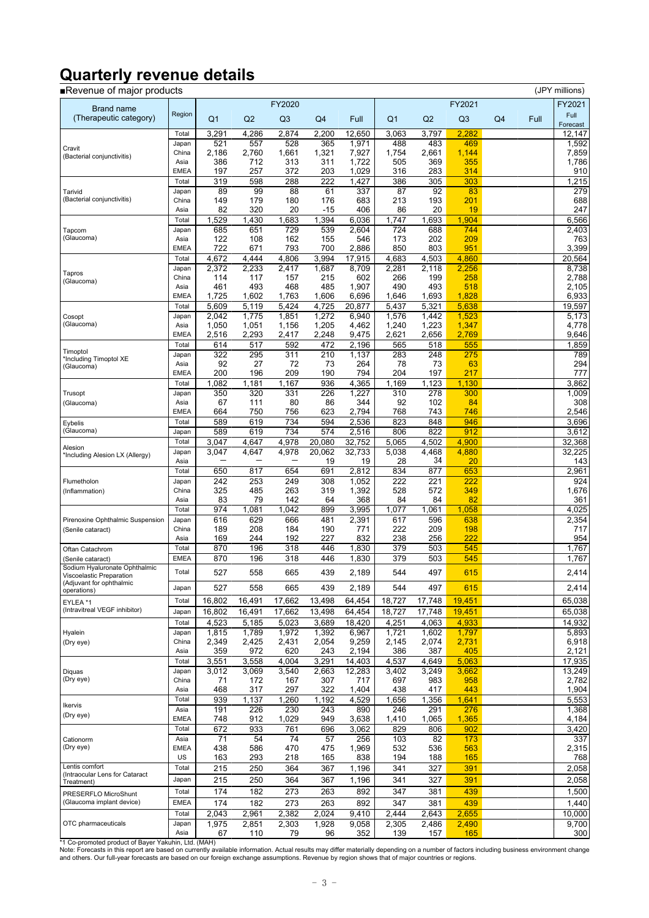# Quarterly revenue details

■Revenue of major products (JPY millions)

| Brand name (Therapeutic category) | Region | FY2020 Q1 | FY2020 Q2 | FY2020 Q3 | FY2020 Q4 | FY2020 Full | FY2021 Q1 | FY2021 Q2 | FY2021 Q3 | FY2021 Q4 | FY2021 Full | FY2021 Full Forecast |
|---|---|---|---|---|---|---|---|---|---|---|---|---|
| Cravit (Bacterial conjunctivitis) | Total | 3,291 | 4,286 | 2,874 | 2,200 | 12,650 | 3,063 | 3,797 | 2,282 | | | 12,147 |
| | Japan | 521 | 557 | 528 | 365 | 1,971 | 488 | 483 | 469 | | | 1,592 |
| | China | 2,186 | 2,760 | 1,661 | 1,321 | 7,927 | 1,754 | 2,661 | 1,144 | | | 7,859 |
| | Asia | 386 | 712 | 313 | 311 | 1,722 | 505 | 369 | 355 | | | 1,786 |
| | EMEA | 197 | 257 | 372 | 203 | 1,029 | 316 | 283 | 314 | | | 910 |
| Tarivid (Bacterial conjunctivitis) | Total | 319 | 598 | 288 | 222 | 1,427 | 386 | 305 | 303 | | | 1,215 |
| | Japan | 89 | 99 | 88 | 61 | 337 | 87 | 92 | 83 | | | 279 |
| | China | 149 | 179 | 180 | 176 | 683 | 213 | 193 | 201 | | | 688 |
| | Asia | 82 | 320 | 20 | -15 | 406 | 86 | 20 | 19 | | | 247 |
| Tapcom (Glaucoma) | Total | 1,529 | 1,430 | 1,683 | 1,394 | 6,036 | 1,747 | 1,693 | 1,904 | | | 6,566 |
| | Japan | 685 | 651 | 729 | 539 | 2,604 | 724 | 688 | 744 | | | 2,403 |
| | Asia | 122 | 108 | 162 | 155 | 546 | 173 | 202 | 209 | | | 763 |
| | EMEA | 722 | 671 | 793 | 700 | 2,886 | 850 | 803 | 951 | | | 3,399 |
| Tapros (Glaucoma) | Total | 4,672 | 4,444 | 4,806 | 3,994 | 17,915 | 4,683 | 4,503 | 4,860 | | | 20,564 |
| | Japan | 2,372 | 2,233 | 2,417 | 1,687 | 8,709 | 2,281 | 2,118 | 2,256 | | | 8,738 |
| | China | 114 | 117 | 157 | 215 | 602 | 266 | 199 | 258 | | | 2,788 |
| | Asia | 461 | 493 | 468 | 485 | 1,907 | 490 | 493 | 518 | | | 2,105 |
| | EMEA | 1,725 | 1,602 | 1,763 | 1,606 | 6,696 | 1,646 | 1,693 | 1,828 | | | 6,933 |
| Cosopt (Glaucoma) | Total | 5,609 | 5,119 | 5,424 | 4,725 | 20,877 | 5,437 | 5,321 | 5,638 | | | 19,597 |
| | Japan | 2,042 | 1,775 | 1,851 | 1,272 | 6,940 | 1,576 | 1,442 | 1,523 | | | 5,173 |
| | Asia | 1,050 | 1,051 | 1,156 | 1,205 | 4,462 | 1,240 | 1,223 | 1,347 | | | 4,778 |
| | EMEA | 2,516 | 2,293 | 2,417 | 2,248 | 9,475 | 2,621 | 2,656 | 2,769 | | | 9,646 |
| Timoptol *Including Timoptol XE (Glaucoma) | Total | 614 | 517 | 592 | 472 | 2,196 | 565 | 518 | 555 | | | 1,859 |
| | Japan | 322 | 295 | 311 | 210 | 1,137 | 283 | 248 | 275 | | | 789 |
| | Asia | 92 | 27 | 72 | 73 | 264 | 78 | 73 | 63 | | | 294 |
| | EMEA | 200 | 196 | 209 | 190 | 794 | 204 | 197 | 217 | | | 777 |
| Trusopt (Glaucoma) | Total | 1,082 | 1,181 | 1,167 | 936 | 4,365 | 1,169 | 1,123 | 1,130 | | | 3,862 |
| | Japan | 350 | 320 | 331 | 226 | 1,227 | 310 | 278 | 300 | | | 1,009 |
| | Asia | 67 | 111 | 80 | 86 | 344 | 92 | 102 | 84 | | | 308 |
| | EMEA | 664 | 750 | 756 | 623 | 2,794 | 768 | 743 | 746 | | | 2,546 |
| Eybelis (Glaucoma) | Total | 589 | 619 | 734 | 594 | 2,536 | 823 | 848 | 946 | | | 3,696 |
| | Japan | 589 | 619 | 734 | 574 | 2,516 | 806 | 822 | 912 | | | 3,612 |
| Alesion *Including Alesion LX (Allergy) | Total | 3,047 | 4,647 | 4,978 | 20,080 | 32,752 | 5,065 | 4,502 | 4,900 | | | 32,368 |
| | Japan | 3,047 | 4,647 | 4,978 | 20,062 | 32,733 | 5,038 | 4,468 | 4,880 | | | 32,225 |
| | Asia | — | — | — | 19 | 19 | 28 | 34 | 20 | | | 143 |
| Flumetholon (Inflammation) | Total | 650 | 817 | 654 | 691 | 2,812 | 834 | 877 | 653 | | | 2,961 |
| | Japan | 242 | 253 | 249 | 308 | 1,052 | 222 | 221 | 222 | | | 924 |
| | China | 325 | 485 | 263 | 319 | 1,392 | 528 | 572 | 349 | | | 1,676 |
| | Asia | 83 | 79 | 142 | 64 | 368 | 84 | 84 | 82 | | | 361 |
| Pirenoxine Ophthalmic Suspension (Senile cataract) | Total | 974 | 1,081 | 1,042 | 899 | 3,995 | 1,077 | 1,061 | 1,058 | | | 4,025 |
| | Japan | 616 | 629 | 666 | 481 | 2,391 | 617 | 596 | 638 | | | 2,354 |
| | China | 189 | 208 | 184 | 190 | 771 | 222 | 209 | 198 | | | 717 |
| | Asia | 169 | 244 | 192 | 227 | 832 | 238 | 256 | 222 | | | 954 |
| Oftan Catachrom (Senile cataract) | Total | 870 | 196 | 318 | 446 | 1,830 | 379 | 503 | 545 | | | 1,767 |
| | EMEA | 870 | 196 | 318 | 446 | 1,830 | 379 | 503 | 545 | | | 1,767 |
| Sodium Hyaluronate Ophthalmic Viscoelastic Preparation (Adjuvant for ophthalmic operations) | Total | 527 | 558 | 665 | 439 | 2,189 | 544 | 497 | 615 | | | 2,414 |
| | Japan | 527 | 558 | 665 | 439 | 2,189 | 544 | 497 | 615 | | | 2,414 |
| EYLEA *1 (Intravitreal VEGF inhibitor) | Total | 16,802 | 16,491 | 17,662 | 13,498 | 64,454 | 18,727 | 17,748 | 19,451 | | | 65,038 |
| | Japan | 16,802 | 16,491 | 17,662 | 13,498 | 64,454 | 18,727 | 17,748 | 19,451 | | | 65,038 |
| Hyalein (Dry eye) | Total | 4,523 | 5,185 | 5,023 | 3,689 | 18,420 | 4,251 | 4,063 | 4,933 | | | 14,932 |
| | Japan | 1,815 | 1,789 | 1,972 | 1,392 | 6,967 | 1,721 | 1,602 | 1,797 | | | 5,893 |
| | China | 2,349 | 2,425 | 2,431 | 2,054 | 9,259 | 2,145 | 2,074 | 2,731 | | | 6,918 |
| | Asia | 359 | 972 | 620 | 243 | 2,194 | 386 | 387 | 405 | | | 2,121 |
| Diquas (Dry eye) | Total | 3,551 | 3,558 | 4,004 | 3,291 | 14,403 | 4,537 | 4,649 | 5,063 | | | 17,935 |
| | Japan | 3,012 | 3,069 | 3,540 | 2,663 | 12,283 | 3,402 | 3,249 | 3,662 | | | 13,249 |
| | China | 71 | 172 | 167 | 307 | 717 | 697 | 983 | 958 | | | 2,782 |
| | Asia | 468 | 317 | 297 | 322 | 1,404 | 438 | 417 | 443 | | | 1,904 |
| Ikervis (Dry eye) | Total | 939 | 1,137 | 1,260 | 1,192 | 4,529 | 1,656 | 1,356 | 1,641 | | | 5,553 |
| | Asia | 191 | 226 | 230 | 243 | 890 | 246 | 291 | 276 | | | 1,368 |
| | EMEA | 748 | 912 | 1,029 | 949 | 3,638 | 1,410 | 1,065 | 1,365 | | | 4,184 |
| Cationorm (Dry eye) | Total | 672 | 933 | 761 | 696 | 3,062 | 829 | 806 | 902 | | | 3,420 |
| | Asia | 71 | 54 | 74 | 57 | 256 | 103 | 82 | 173 | | | 337 |
| | EMEA | 438 | 586 | 470 | 475 | 1,969 | 532 | 536 | 563 | | | 2,315 |
| | US | 163 | 293 | 218 | 165 | 838 | 194 | 188 | 165 | | | 768 |
| Lentis comfort (Intraocular Lens for Cataract Treatment) | Total | 215 | 250 | 364 | 367 | 1,196 | 341 | 327 | 391 | | | 2,058 |
| | Japan | 215 | 250 | 364 | 367 | 1,196 | 341 | 327 | 391 | | | 2,058 |
| PRESERFLO MicroShunt (Glaucoma implant device) | Total | 174 | 182 | 273 | 263 | 892 | 347 | 381 | 439 | | | 1,500 |
| | EMEA | 174 | 182 | 273 | 263 | 892 | 347 | 381 | 439 | | | 1,440 |
| OTC pharmaceuticals | Total | 2,043 | 2,961 | 2,382 | 2,024 | 9,410 | 2,444 | 2,643 | 2,655 | | | 10,000 |
| | Japan | 1,975 | 2,851 | 2,303 | 1,928 | 9,058 | 2,305 | 2,486 | 2,490 | | | 9,700 |
| | Asia | 67 | 110 | 79 | 96 | 352 | 139 | 157 | 165 | | | 300 |

*1 Co-promoted product of Bayer Yakuhin, Ltd. (MAH)

Note: Forecasts in this report are based on currently available information. Actual results may differ materially depending on a number of factors including business environment change and others. Our full-year forecasts are based on our foreign exchange assumptions. Revenue by region shows that of major countries or regions.